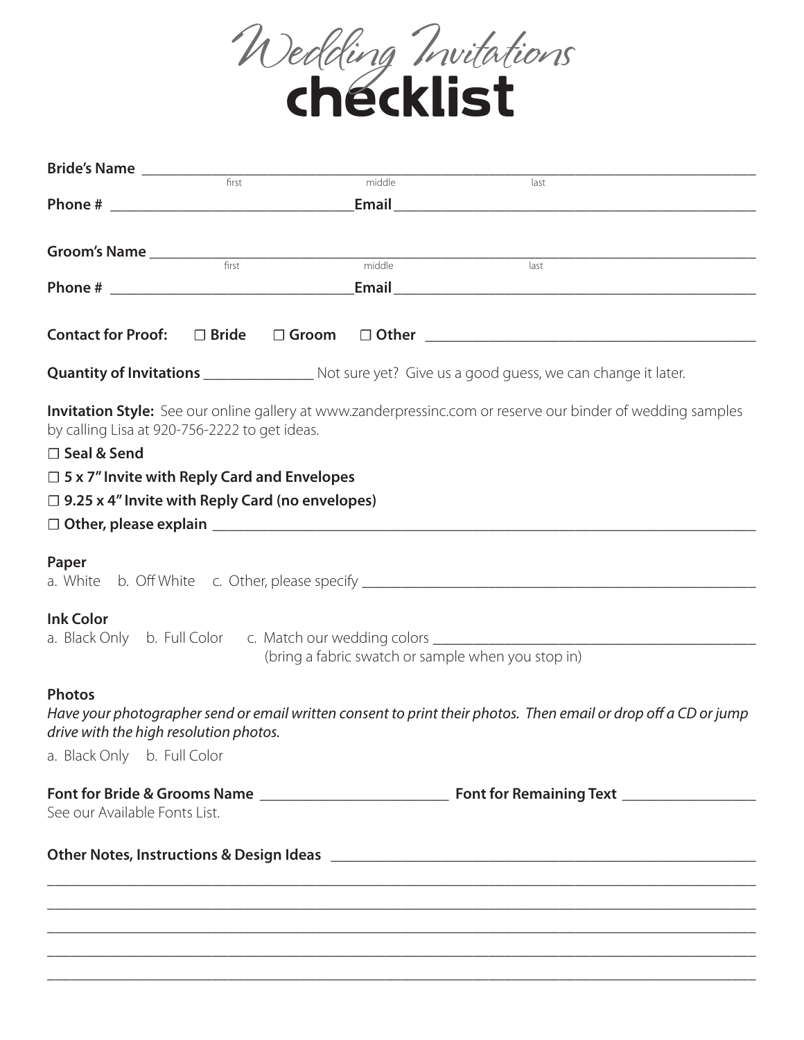# Wedding Invitations checklist

**Bride's Name** ____________________________________________
first middle last

**Phone #** ______________________ **Email** ______________________________

**Groom's Name** ____________________________________________
first middle last

**Phone #** ______________________ **Email** ______________________________

**Contact for Proof:** ☐ **Bride** ☐ **Groom** ☐ **Other** ____________________________

**Quantity of Invitations** __________ Not sure yet? Give us a good guess, we can change it later.

**Invitation Style:** See our online gallery at www.zanderpressinc.com or reserve our binder of wedding samples by calling Lisa at 920-756-2222 to get ideas.

☐ **Seal & Send**

☐ **5 x 7" Invite with Reply Card and Envelopes**

☐ **9.25 x 4" Invite with Reply Card (no envelopes)**

☐ **Other, please explain** ____________________________________________

**Paper**

a. White b. Off White c. Other, please specify ______________________________

**Ink Color**

a. Black Only b. Full Color c. Match our wedding colors ____________________________
(bring a fabric swatch or sample when you stop in)

**Photos**

*Have your photographer send or email written consent to print their photos. Then email or drop off a CD or jump drive with the high resolution photos.*

a. Black Only b. Full Color

**Font for Bride & Grooms Name** ________________ **Font for Remaining Text** ____________

See our Available Fonts List.

**Other Notes, Instructions & Design Ideas** ____________________________________

____________________________________________________________________

____________________________________________________________________

____________________________________________________________________

____________________________________________________________________

____________________________________________________________________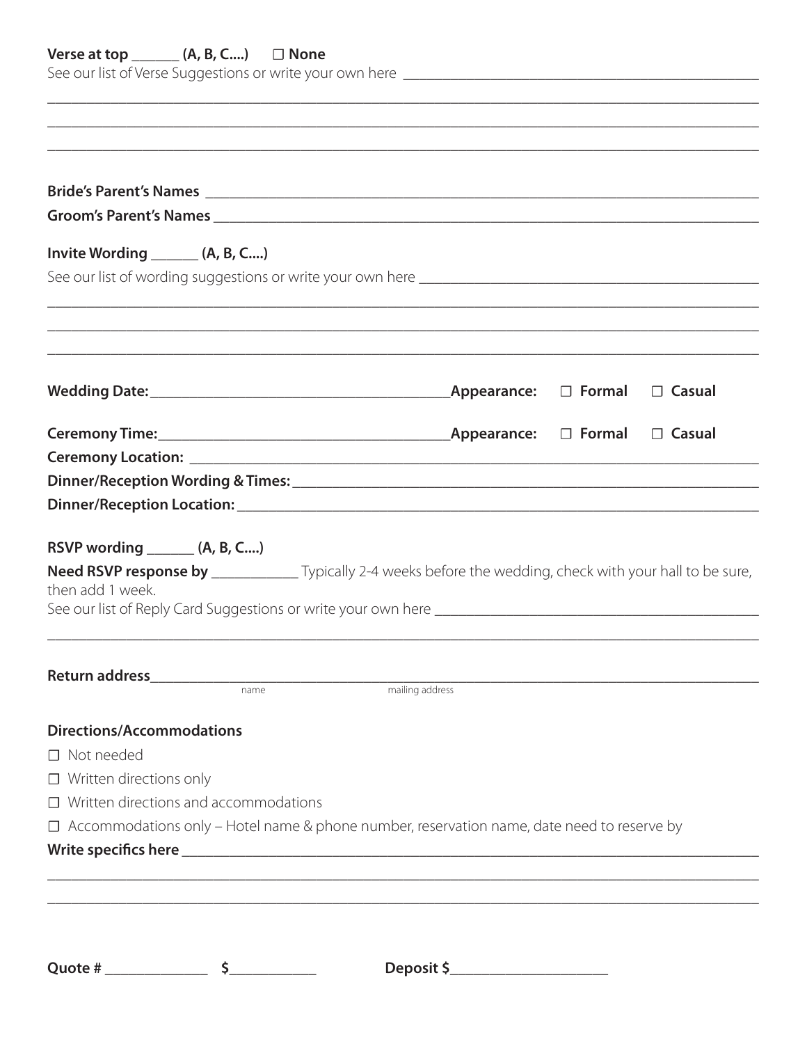**Verse at top ______ (A, B, C....)** ☐ **None**

See our list of Verse Suggestions or write your own here ____________________________________________

____________________________________________________________________________________________

____________________________________________________________________________________________

____________________________________________________________________________________________

**Bride's Parent's Names** ____________________________________________________________________

**Groom's Parent's Names** ___________________________________________________________________

**Invite Wording ______ (A, B, C....)**

See our list of wording suggestions or write your own here ____________________________________________

____________________________________________________________________________________________

____________________________________________________________________________________________

____________________________________________________________________________________________

**Wedding Date:**________________________________________**Appearance:** ☐ **Formal** ☐ **Casual**

**Ceremony Time:**_______________________________________**Appearance:** ☐ **Formal** ☐ **Casual**

**Ceremony Location:** _______________________________________________________________________

**Dinner/Reception Wording & Times:** ____________________________________________________________

**Dinner/Reception Location:** __________________________________________________________________

**RSVP wording ______ (A, B, C....)**

**Need RSVP response by** ___________ Typically 2-4 weeks before the wedding, check with your hall to be sure, then add 1 week.

See our list of Reply Card Suggestions or write your own here ____________________________________________

____________________________________________________________________________________________

**Return address**____________________________________________________________________________

name mailing address

**Directions/Accommodations**

☐ Not needed

☐ Written directions only

☐ Written directions and accommodations

☐ Accommodations only – Hotel name & phone number, reservation name, date need to reserve by

**Write specifics here** _________________________________________________________________________

____________________________________________________________________________________________

____________________________________________________________________________________________

**Quote #** _____________ **$**___________ **Deposit $**____________________